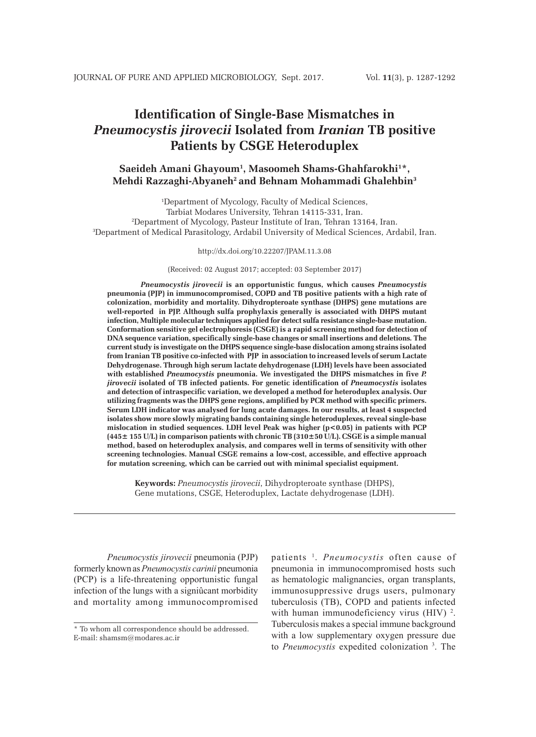# Identification of Single-Base Mismatches in *Pneumocystis jirovecii* Isolated from *Iranian* TB positive Patients by CSGE Heteroduplex

**Saeideh Amani Ghayoum[1], Masoomeh Shams-Ghahfarokhi[1]*, Mehdi Razzaghi-Abyaneh[2] and Behnam Mohammadi Ghalehbin[3]**

[1]Department of Mycology, Faculty of Medical Sciences, Tarbiat Modares University, Tehran 14115-331, Iran.
[2]Department of Mycology, Pasteur Institute of Iran, Tehran 13164, Iran.
[3]Department of Medical Parasitology, Ardabil University of Medical Sciences, Ardabil, Iran.

http://dx.doi.org/10.22207/JPAM.11.3.08

(Received: 02 August 2017; accepted: 03 September 2017)

***Pneumocystis jirovecii*** **is an opportunistic fungus, which causes** ***Pneumocystis*** **pneumonia (PJP) in immunocompromised, COPD and TB positive patients with a high rate of colonization, morbidity and mortality. Dihydropteroate synthase (DHPS) gene mutations are well-reported in PJP. Although sulfa prophylaxis generally is associated with DHPS mutant infection, Multiple molecular techniques applied for detect sulfa resistance single-base mutation. Conformation sensitive gel electrophoresis (CSGE) is a rapid screening method for detection of DNA sequence variation, specifically single-base changes or small insertions and deletions. The current study is investigate on the DHPS sequence single-base dislocation among strains isolated from Iranian TB positive co-infected with PJP in association to increased levels of serum Lactate Dehydrogenase. Through high serum lactate dehydrogenase (LDH) levels have been associated with established** ***Pneumocystis*** **pneumonia. We investigated the DHPS mismatches in five** ***P. jirovecii*** **isolated of TB infected patients. For genetic identification of** ***Pneumocystis*** **isolates and detection of intraspecific variation, we developed a method for heteroduplex analysis. Our utilizing fragments was the DHPS gene regions, amplified by PCR method with specific primers. Serum LDH indicator was analysed for lung acute damages. In our results, at least 4 suspected isolates show more slowly migrating bands containing single heteroduplexes, reveal single-base mislocation in studied sequences. LDH level Peak was higher ($p<0.05$) in patients with PCP (445± 155 U/L) in comparison patients with chronic TB (310±50 U/L). CSGE is a simple manual method, based on heteroduplex analysis, and compares well in terms of sensitivity with other screening technologies. Manual CSGE remains a low-cost, accessible, and effective approach for mutation screening, which can be carried out with minimal specialist equipment.**

**Keywords:** *Pneumocystis jirovecii*, Dihydropteroate synthase (DHPS), Gene mutations, CSGE, Heteroduplex, Lactate dehydrogenase (LDH).

---

*Pneumocystis jirovecii* pneumonia (PJP) formerly known as *Pneumocystis carinii* pneumonia (PCP) is a life-threatening opportunistic fungal infection of the lungs with a signiûcant morbidity and mortality among immunocompromised patients [1]. *Pneumocystis* often cause of pneumonia in immunocompromised hosts such as hematologic malignancies, organ transplants, immunosuppressive drugs users, pulmonary tuberculosis (TB), COPD and patients infected with human immunodeficiency virus (HIV) [2]. Tuberculosis makes a special immune background with a low supplementary oxygen pressure due to *Pneumocystis* expedited colonization [3]. The

\* To whom all correspondence should be addressed.
E-mail: shamsm@modares.ac.ir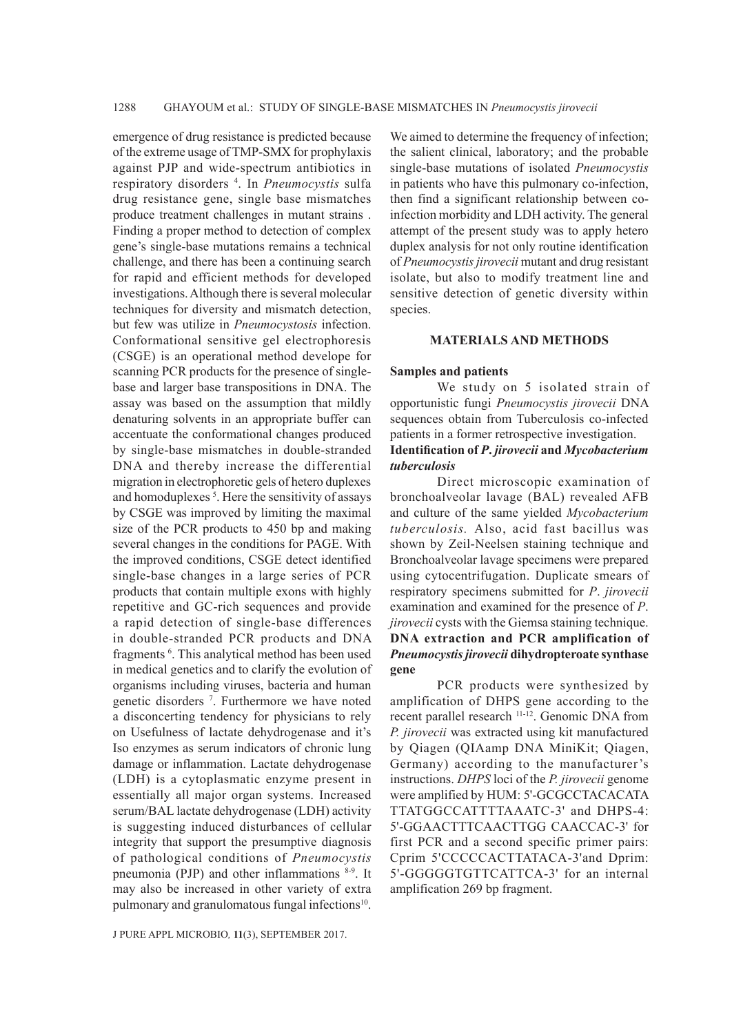emergence of drug resistance is predicted because of the extreme usage of TMP-SMX for prophylaxis against PJP and wide-spectrum antibiotics in respiratory disorders [4]. In *Pneumocystis* sulfa drug resistance gene, single base mismatches produce treatment challenges in mutant strains . Finding a proper method to detection of complex gene's single-base mutations remains a technical challenge, and there has been a continuing search for rapid and efficient methods for developed investigations. Although there is several molecular techniques for diversity and mismatch detection, but few was utilize in *Pneumocystosis* infection. Conformational sensitive gel electrophoresis (CSGE) is an operational method develope for scanning PCR products for the presence of single-base and larger base transpositions in DNA. The assay was based on the assumption that mildly denaturing solvents in an appropriate buffer can accentuate the conformational changes produced by single-base mismatches in double-stranded DNA and thereby increase the differential migration in electrophoretic gels of hetero duplexes and homoduplexes [5]. Here the sensitivity of assays by CSGE was improved by limiting the maximal size of the PCR products to 450 bp and making several changes in the conditions for PAGE. With the improved conditions, CSGE detect identified single-base changes in a large series of PCR products that contain multiple exons with highly repetitive and GC-rich sequences and provide a rapid detection of single-base differences in double-stranded PCR products and DNA fragments [6]. This analytical method has been used in medical genetics and to clarify the evolution of organisms including viruses, bacteria and human genetic disorders [7]. Furthermore we have noted a disconcerting tendency for physicians to rely on Usefulness of lactate dehydrogenase and it's Iso enzymes as serum indicators of chronic lung damage or inflammation. Lactate dehydrogenase (LDH) is a cytoplasmatic enzyme present in essentially all major organ systems. Increased serum/BAL lactate dehydrogenase (LDH) activity is suggesting induced disturbances of cellular integrity that support the presumptive diagnosis of pathological conditions of *Pneumocystis* pneumonia (PJP) and other inflammations [8-9]. It may also be increased in other variety of extra pulmonary and granulomatous fungal infections[10].

We aimed to determine the frequency of infection; the salient clinical, laboratory; and the probable single-base mutations of isolated *Pneumocystis* in patients who have this pulmonary co-infection, then find a significant relationship between co-infection morbidity and LDH activity. The general attempt of the present study was to apply hetero duplex analysis for not only routine identification of *Pneumocystis jirovecii* mutant and drug resistant isolate, but also to modify treatment line and sensitive detection of genetic diversity within species.

## MATERIALS AND METHODS

### Samples and patients

We study on 5 isolated strain of opportunistic fungi *Pneumocystis jirovecii* DNA sequences obtain from Tuberculosis co-infected patients in a former retrospective investigation.

### Identification of *P. jirovecii* and *Mycobacterium tuberculosis*

Direct microscopic examination of bronchoalveolar lavage (BAL) revealed AFB and culture of the same yielded *Mycobacterium tuberculosis.* Also, acid fast bacillus was shown by Zeil-Neelsen staining technique and Bronchoalveolar lavage specimens were prepared using cytocentrifugation. Duplicate smears of respiratory specimens submitted for *P. jirovecii* examination and examined for the presence of *P. jirovecii* cysts with the Giemsa staining technique.

### DNA extraction and PCR amplification of *Pneumocystis jirovecii* dihydropteroate synthase gene

PCR products were synthesized by amplification of DHPS gene according to the recent parallel research [11-12]. Genomic DNA from *P. jirovecii* was extracted using kit manufactured by Qiagen (QIAmp DNA MiniKit; Qiagen, Germany) according to the manufacturer's instructions. *DHPS* loci of the *P. jirovecii* genome were amplified by HUM: 5'-GCGCCTACACATA TTATGGCCATTTTAAATC-3' and DHPS-4: 5'-GGAACTTTCAACTTGG CAACCAC-3' for first PCR and a second specific primer pairs: Cprim 5'CCCCCACTTATACA-3'and Dprim: 5'-GGGGGTGTTCATTCA-3' for an internal amplification 269 bp fragment.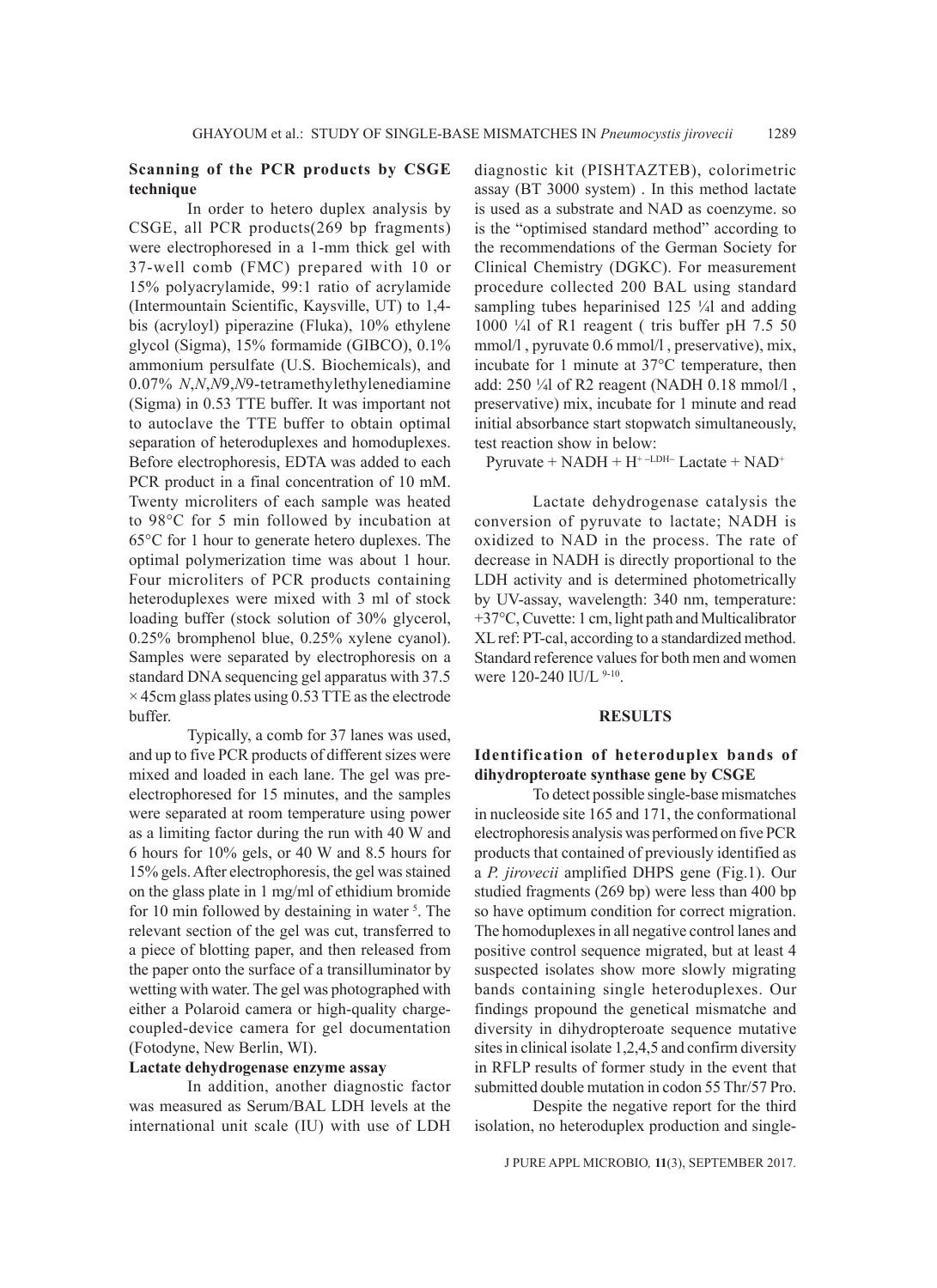**Scanning of the PCR products by CSGE technique**

In order to hetero duplex analysis by CSGE, all PCR products(269 bp fragments) were electrophoresed in a 1-mm thick gel with 37-well comb (FMC) prepared with 10 or 15% polyacrylamide, 99:1 ratio of acrylamide (Intermountain Scientific, Kaysville, UT) to 1,4-bis (acryloyl) piperazine (Fluka), 10% ethylene glycol (Sigma), 15% formamide (GIBCO), 0.1% ammonium persulfate (U.S. Biochemicals), and 0.07% *N*,*N*,*N*9,*N*9-tetramethylethylenediamine (Sigma) in 0.53 TTE buffer. It was important not to autoclave the TTE buffer to obtain optimal separation of heteroduplexes and homoduplexes. Before electrophoresis, EDTA was added to each PCR product in a final concentration of 10 mM. Twenty microliters of each sample was heated to 98°C for 5 min followed by incubation at 65°C for 1 hour to generate hetero duplexes. The optimal polymerization time was about 1 hour. Four microliters of PCR products containing heteroduplexes were mixed with 3 ml of stock loading buffer (stock solution of 30% glycerol, 0.25% bromphenol blue, 0.25% xylene cyanol). Samples were separated by electrophoresis on a standard DNA sequencing gel apparatus with 37.5 × 45cm glass plates using 0.53 TTE as the electrode buffer.

Typically, a comb for 37 lanes was used, and up to five PCR products of different sizes were mixed and loaded in each lane. The gel was pre-electrophoresed for 15 minutes, and the samples were separated at room temperature using power as a limiting factor during the run with 40 W and 6 hours for 10% gels, or 40 W and 8.5 hours for 15% gels. After electrophoresis, the gel was stained on the glass plate in 1 mg/ml of ethidium bromide for 10 min followed by destaining in water [5]. The relevant section of the gel was cut, transferred to a piece of blotting paper, and then released from the paper onto the surface of a transilluminator by wetting with water. The gel was photographed with either a Polaroid camera or high-quality charge-coupled-device camera for gel documentation (Fotodyne, New Berlin, WI).

**Lactate dehydrogenase enzyme assay**

In addition, another diagnostic factor was measured as Serum/BAL LDH levels at the international unit scale (IU) with use of LDH diagnostic kit (PISHTAZTEB), colorimetric assay (BT 3000 system) . In this method lactate is used as a substrate and NAD as coenzyme. so is the "optimised standard method" according to the recommendations of the German Society for Clinical Chemistry (DGKC). For measurement procedure collected 200 BAL using standard sampling tubes heparinised 125 ¼l and adding 1000 ¼l of R1 reagent ( tris buffer pH 7.5 50 mmol/l , pyruvate 0.6 mmol/l , preservative), mix, incubate for 1 minute at 37°C temperature, then add: 250 ¼l of R2 reagent (NADH 0.18 mmol/l , preservative) mix, incubate for 1 minute and read initial absorbance start stopwatch simultaneously, test reaction show in below:

$$\text{Pyruvate} + \text{NADH} + H^{+} \xrightarrow{\text{LDH}} \text{Lactate} + \text{NAD}^{+}$$

Lactate dehydrogenase catalysis the conversion of pyruvate to lactate; NADH is oxidized to NAD in the process. The rate of decrease in NADH is directly proportional to the LDH activity and is determined photometrically by UV-assay, wavelength: 340 nm, temperature: +37°C, Cuvette: 1 cm, light path and Multicalibrator XL ref: PT-cal, according to a standardized method. Standard reference values for both men and women were 120-240 IU/L [9-10].

## RESULTS

**Identification of heteroduplex bands of dihydropteroate synthase gene by CSGE**

To detect possible single-base mismatches in nucleoside site 165 and 171, the conformational electrophoresis analysis was performed on five PCR products that contained of previously identified as a *P. jirovecii* amplified DHPS gene (Fig.1). Our studied fragments (269 bp) were less than 400 bp so have optimum condition for correct migration. The homoduplexes in all negative control lanes and positive control sequence migrated, but at least 4 suspected isolates show more slowly migrating bands containing single heteroduplexes. Our findings propound the genetical mismatche and diversity in dihydropteroate sequence mutative sites in clinical isolate 1,2,4,5 and confirm diversity in RFLP results of former study in the event that submitted double mutation in codon 55 Thr/57 Pro.

Despite the negative report for the third isolation, no heteroduplex production and single-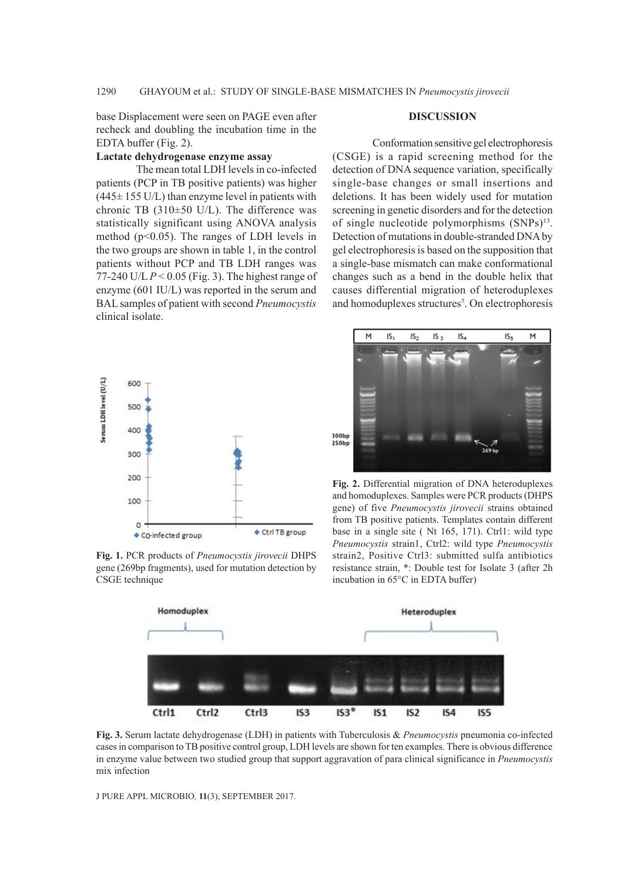base Displacement were seen on PAGE even after recheck and doubling the incubation time in the EDTA buffer (Fig. 2).

**Lactate dehydrogenase enzyme assay**

The mean total LDH levels in co-infected patients (PCP in TB positive patients) was higher (445± 155 U/L) than enzyme level in patients with chronic TB (310±50 U/L). The difference was statistically significant using ANOVA analysis method ($p<0.05$). The ranges of LDH levels in the two groups are shown in table 1, in the control patients without PCP and TB LDH ranges was 77-240 U/L $P < 0.05$ (Fig. 3). The highest range of enzyme (601 IU/L) was reported in the serum and BAL samples of patient with second *Pneumocystis* clinical isolate.

**Fig. 1.** PCR products of *Pneumocystis jirovecii* DHPS gene (269bp fragments), used for mutation detection by CSGE technique

## DISCUSSION

Conformation sensitive gel electrophoresis (CSGE) is a rapid screening method for the detection of DNA sequence variation, specifically single-base changes or small insertions and deletions. It has been widely used for mutation screening in genetic disorders and for the detection of single nucleotide polymorphisms (SNPs)[13]. Detection of mutations in double-stranded DNA by gel electrophoresis is based on the supposition that a single-base mismatch can make conformational changes such as a bend in the double helix that causes differential migration of heteroduplexes and homoduplexes structures[5]. On electrophoresis

**Fig. 2.** Differential migration of DNA heteroduplexes and homoduplexes. Samples were PCR products (DHPS gene) of five *Pneumocystis jirovecii* strains obtained from TB positive patients. Templates contain different base in a single site ( Nt 165, 171). Ctrl1: wild type *Pneumocystis* strain1, Ctrl2: wild type *Pneumocystis* strain2, Positive Ctrl3: submitted sulfa antibiotics resistance strain, *: Double test for Isolate 3 (after 2h incubation in 65°C in EDTA buffer)

**Fig. 3.** Serum lactate dehydrogenase (LDH) in patients with Tuberculosis & *Pneumocystis* pneumonia co-infected cases in comparison to TB positive control group, LDH levels are shown for ten examples. There is obvious difference in enzyme value between two studied group that support aggravation of para clinical significance in *Pneumocystis* mix infection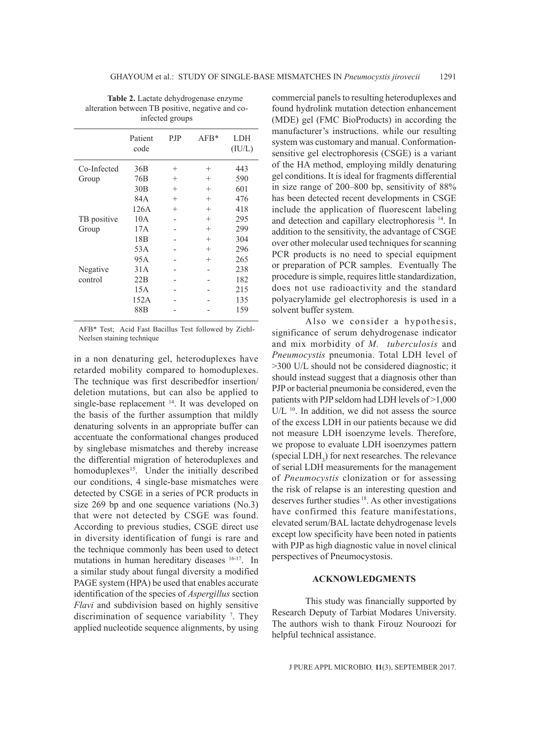**Table 2.** Lactate dehydrogenase enzyme alteration between TB positive, negative and co-infected groups

| | Patient code | PJP | AFB* | LDH (IU/L) |
|---|---|---|---|---|
| Co-Infected Group | 36B | + | + | 443 |
| | 76B | + | + | 590 |
| | 30B | + | + | 601 |
| | 84A | + | + | 476 |
| | 126A | + | + | 418 |
| TB positive Group | 10A | - | + | 295 |
| | 17A | - | + | 299 |
| | 18B | - | + | 304 |
| | 53A | - | + | 296 |
| | 95A | - | + | 265 |
| Negative control | 31A | - | - | 238 |
| | 22B | - | - | 182 |
| | 15A | - | - | 215 |
| | 152A | - | - | 135 |
| | 88B | - | - | 159 |

AFB* Test; Acid Fast Bacillus Test followed by Ziehl-Neelsen staining technique

in a non denaturing gel, heteroduplexes have retarded mobility compared to homoduplexes. The technique was first describedfor insertion/ deletion mutations, but can also be applied to single-base replacement [14]. It was developed on the basis of the further assumption that mildly denaturing solvents in an appropriate buffer can accentuate the conformational changes produced by singlebase mismatches and thereby increase the differential migration of heteroduplexes and homoduplexes[15]. Under the initially described our conditions, 4 single-base mismatches were detected by CSGE in a series of PCR products in size 269 bp and one sequence variations (No.3) that were not detected by CSGE was found. According to previous studies, CSGE direct use in diversity identification of fungi is rare and the technique commonly has been used to detect mutations in human hereditary diseases [16-17]. In a similar study about fungal diversity a modified PAGE system (HPA) be used that enables accurate identification of the species of *Aspergillus* section *Flavi* and subdivision based on highly sensitive discrimination of sequence variability [7]. They applied nucleotide sequence alignments, by using commercial panels to resulting heteroduplexes and found hydrolink mutation detection enhancement (MDE) gel (FMC BioProducts) in according the manufacturer's instructions. while our resulting system was customary and manual. Conformation-sensitive gel electrophoresis (CSGE) is a variant of the HA method, employing mildly denaturing gel conditions. It is ideal for fragments differential in size range of 200–800 bp, sensitivity of 88% has been detected recent developments in CSGE include the application of fluorescent labeling and detection and capillary electrophoresis [14]. In addition to the sensitivity, the advantage of CSGE over other molecular used techniques for scanning PCR products is no need to special equipment or preparation of PCR samples. Eventually The procedure is simple, requires little standardization, does not use radioactivity and the standard polyacrylamide gel electrophoresis is used in a solvent buffer system.

Also we consider a hypothesis, significance of serum dehydrogenase indicator and mix morbidity of *M. tuberculosis* and *Pneumocystis* pneumonia. Total LDH level of >300 U/L should not be considered diagnostic; it should instead suggest that a diagnosis other than PJP or bacterial pneumonia be considered, even the patients with PJP seldom had LDH levels of >1,000 U/L [10]. In addition, we did not assess the source of the excess LDH in our patients because we did not measure LDH isoenzyme levels. Therefore, we propose to evaluate LDH isoenzymes pattern (special $LDH_3$) for next researches. The relevance of serial LDH measurements for the management of *Pneumocystis* clonization or for assessing the risk of relapse is an interesting question and deserves further studies [18]. As other investigations have confirmed this feature manifestations, elevated serum/BAL lactate dehydrogenase levels except low specificity have been noted in patients with PJP as high diagnostic value in novel clinical perspectives of Pneumocystosis.

## ACKNOWLEDGMENTS

This study was financially supported by Research Deputy of Tarbiat Modares University. The authors wish to thank Firouz Nouroozi for helpful technical assistance.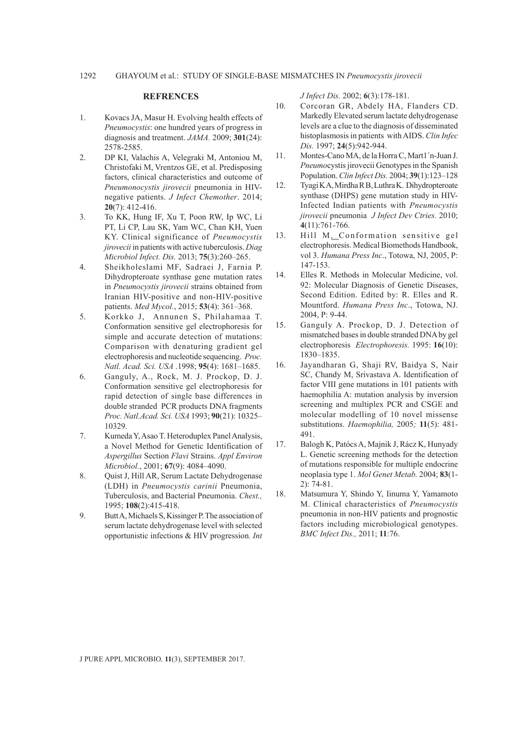## REFRENCES

1. Kovacs JA, Masur H. Evolving health effects of *Pneumocystis*: one hundred years of progress in diagnosis and treatment. *JAMA.* 2009; **301**(24): 2578-2585.
2. DP KI, Valachis A, Velegraki M, Antoniou M, Christofaki M, Vrentzos GE, et al. Predisposing factors, clinical characteristics and outcome of *Pneumonocystis jirovecii* pneumonia in HIV-negative patients. *J Infect Chemother*. 2014; **20**(7): 412-416.
3. To KK, Hung IF, Xu T, Poon RW, Ip WC, Li PT, Li CP, Lau SK, Yam WC, Chan KH, Yuen KY. Clinical significance of *Pneumocystis jirovecii* in patients with active tuberculosis. *Diag Microbiol Infect. Dis.* 2013; **75**(3):260–265.
4. Sheikholeslami MF, Sadraei J, Farnia P. Dihydropteroate synthase gene mutation rates in *Pneumocystis jirovecii* strains obtained from Iranian HIV-positive and non-HIV-positive patients. *Med Mycol.*, 2015; **53**(4): 361–368.
5. Korkko J, Annunen S, Philahamaa T. Conformation sensitive gel electrophoresis for simple and accurate detection of mutations: Comparison with denaturing gradient gel electrophoresis and nucleotide sequencing. *Proc. Natl. Acad. Sci. USA* .1998; **95**(4): 1681–1685.
6. Ganguly, A., Rock, M. J. Prockop, D. J. Conformation sensitive gel electrophoresis for rapid detection of single base differences in double stranded PCR products DNA fragments *Proc. Natl.Acad. Sci. USA* 1993; **90**(21): 10325–10329.
7. Kumeda Y, Asao T. Heteroduplex Panel Analysis, a Novel Method for Genetic Identification of *Aspergillus* Section *Flavi* Strains. *Appl Environ Microbiol.*, 2001; **67**(9): 4084–4090.
8. Quist J, Hill AR, Serum Lactate Dehydrogenase (LDH) in *Pneumocystis carinii* Pneumonia, Tuberculosis, and Bacterial Pneumonia. *Chest.,* 1995; **108**(2):415-418.
9. Butt A, Michaels S, Kissinger P. The association of serum lactate dehydrogenase level with selected opportunistic infections & HIV progression. *Int J Infect Dis.* 2002; **6**(3):178-181.
10. Corcoran GR, Abdely HA, Flanders CD. Markedly Elevated serum lactate dehydrogenase levels are a clue to the diagnosis of disseminated histoplasmosis in patients with AIDS. *Clin Infec Dis.* 1997; **24**(5):942-944.
11. Montes-Cano MA, de la Horra C, Mart1´n-Juan J. *Pneumo*cystis jirovecii Genotypes in the Spanish Population. *Clin Infect Dis.* 2004; **39**(1):123–128
12. Tyagi K A, Mirdha R B, Luthra K. Dihydropteroate synthase (DHPS) gene mutation study in HIV-Infected Indian patients with *Pneumocystis jirovecii* pneumonia *J Infect Dev Ctries.* 2010; **4**(11):761-766.
13. Hill M. Conformation sensitive gel electrophoresis. Medical Biomethods Handbook, vol 3. *Humana Press Inc*., Totowa, NJ, 2005, P: 147-153.
14. Elles R. Methods in Molecular Medicine, vol. 92: Molecular Diagnosis of Genetic Diseases, Second Edition. Edited by: R. Elles and R. Mountford. *Humana Press Inc*., Totowa, NJ. 2004, P: 9-44.
15. Ganguly A. Prockop, D. J. Detection of mismatched bases in double stranded DNA by gel electrophoresis *Electrophoresis.* 1995: **16**(10): 1830–1835.
16. Jayandharan G, Shaji RV, Baidya S, Nair SC, Chandy M, Srivastava A. Identification of factor VIII gene mutations in 101 patients with haemophilia A: mutation analysis by inversion screening and multiplex PCR and CSGE and molecular modelling of 10 novel missense substitutions. *Haemophilia,* 2005*;* **11**(5): 481-491.
17. Balogh K, Patócs A, Majnik J, Rácz K, Hunyady L. Genetic screening methods for the detection of mutations responsible for multiple endocrine neoplasia type 1. *Mol Genet Metab.* 2004; **83**(1-2): 74-81.
18. Matsumura Y, Shindo Y, Iinuma Y, Yamamoto M. Clinical characteristics of *Pneumocystis* pneumonia in non-HIV patients and prognostic factors including microbiological genotypes. *BMC Infect Dis.,* 2011; **11**:76.